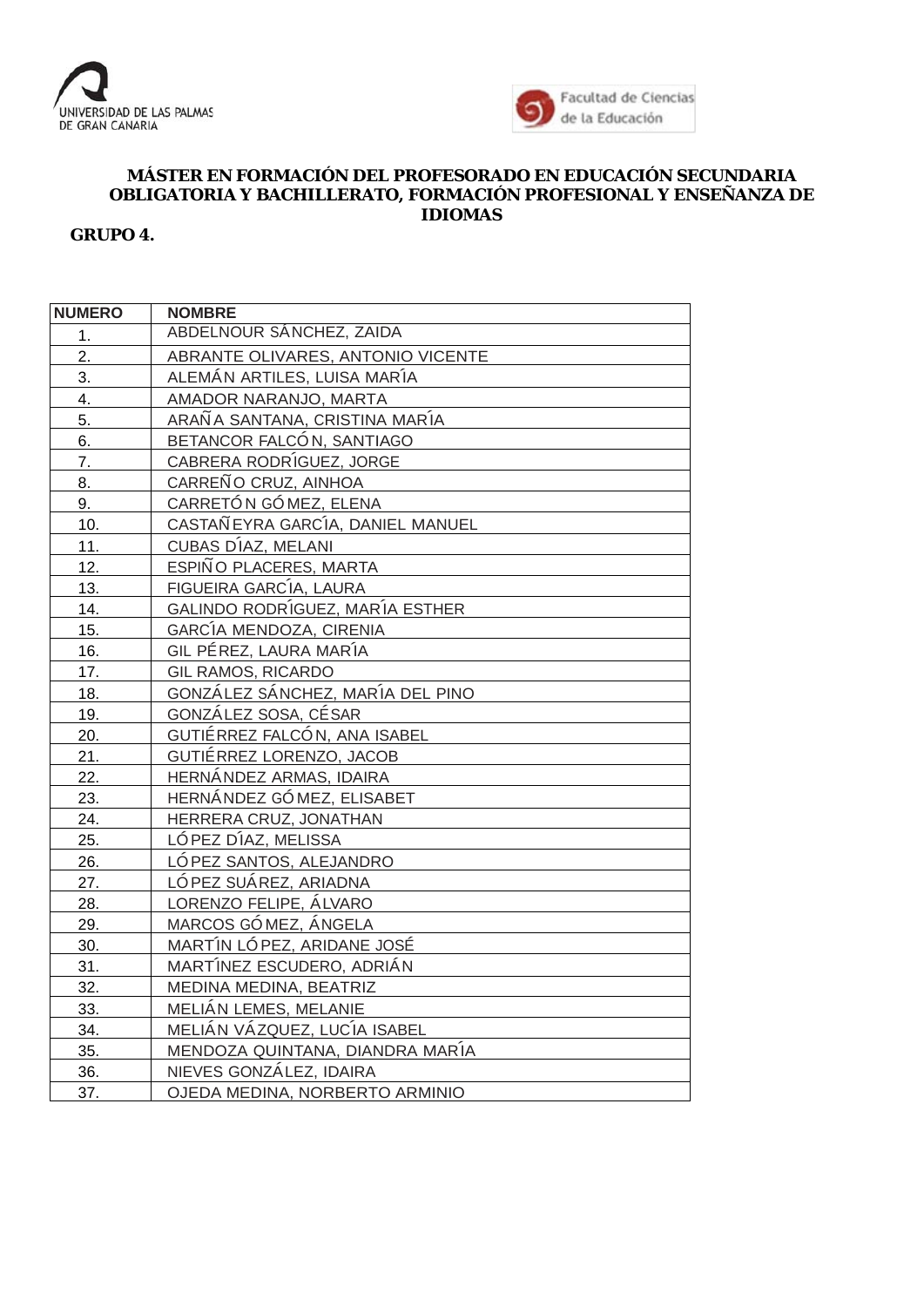UNIVERSIDAD DE LAS PALMAS DE GRAN CANARIA

Facultad de Ciencias de la Educación

**MÁSTER EN FORMACIÓN DEL PROFESORADO EN EDUCACIÓN SECUNDARIA OBLIGATORIA Y BACHILLERATO, FORMACIÓN PROFESIONAL Y ENSEÑANZA DE IDIOMAS**

**GRUPO 4.**

| NUMERO | NOMBRE |
|---|---|
| 1. | ABDELNOUR SÁNCHEZ, ZAIDA |
| 2. | ABRANTE OLIVARES, ANTONIO VICENTE |
| 3. | ALEMÁN ARTILES, LUISA MARÍA |
| 4. | AMADOR NARANJO, MARTA |
| 5. | ARAÑA SANTANA, CRISTINA MARÍA |
| 6. | BETANCOR FALCÓN, SANTIAGO |
| 7. | CABRERA RODRÍGUEZ, JORGE |
| 8. | CARREÑO CRUZ, AINHOA |
| 9. | CARRETÓN GÓMEZ, ELENA |
| 10. | CASTAÑEYRA GARCÍA, DANIEL MANUEL |
| 11. | CUBAS DÍAZ, MELANI |
| 12. | ESPIÑO PLACERES, MARTA |
| 13. | FIGUEIRA GARCÍA, LAURA |
| 14. | GALINDO RODRÍGUEZ, MARÍA ESTHER |
| 15. | GARCÍA MENDOZA, CIRENIA |
| 16. | GIL PÉREZ, LAURA MARÍA |
| 17. | GIL RAMOS, RICARDO |
| 18. | GONZÁLEZ SÁNCHEZ, MARÍA DEL PINO |
| 19. | GONZÁLEZ SOSA, CÉSAR |
| 20. | GUTIÉRREZ FALCÓN, ANA ISABEL |
| 21. | GUTIÉRREZ LORENZO, JACOB |
| 22. | HERNÁNDEZ ARMAS, IDAIRA |
| 23. | HERNÁNDEZ GÓMEZ, ELISABET |
| 24. | HERRERA CRUZ, JONATHAN |
| 25. | LÓPEZ DÍAZ, MELISSA |
| 26. | LÓPEZ SANTOS, ALEJANDRO |
| 27. | LÓPEZ SUÁREZ, ARIADNA |
| 28. | LORENZO FELIPE, ÁLVARO |
| 29. | MARCOS GÓMEZ, ÁNGELA |
| 30. | MARTÍN LÓPEZ, ARIDANE JOSÉ |
| 31. | MARTÍNEZ ESCUDERO, ADRIÁN |
| 32. | MEDINA MEDINA, BEATRIZ |
| 33. | MELIÁN LEMES, MELANIE |
| 34. | MELIÁN VÁZQUEZ, LUCÍA ISABEL |
| 35. | MENDOZA QUINTANA, DIANDRA MARÍA |
| 36. | NIEVES GONZÁLEZ, IDAIRA |
| 37. | OJEDA MEDINA, NORBERTO ARMINIO |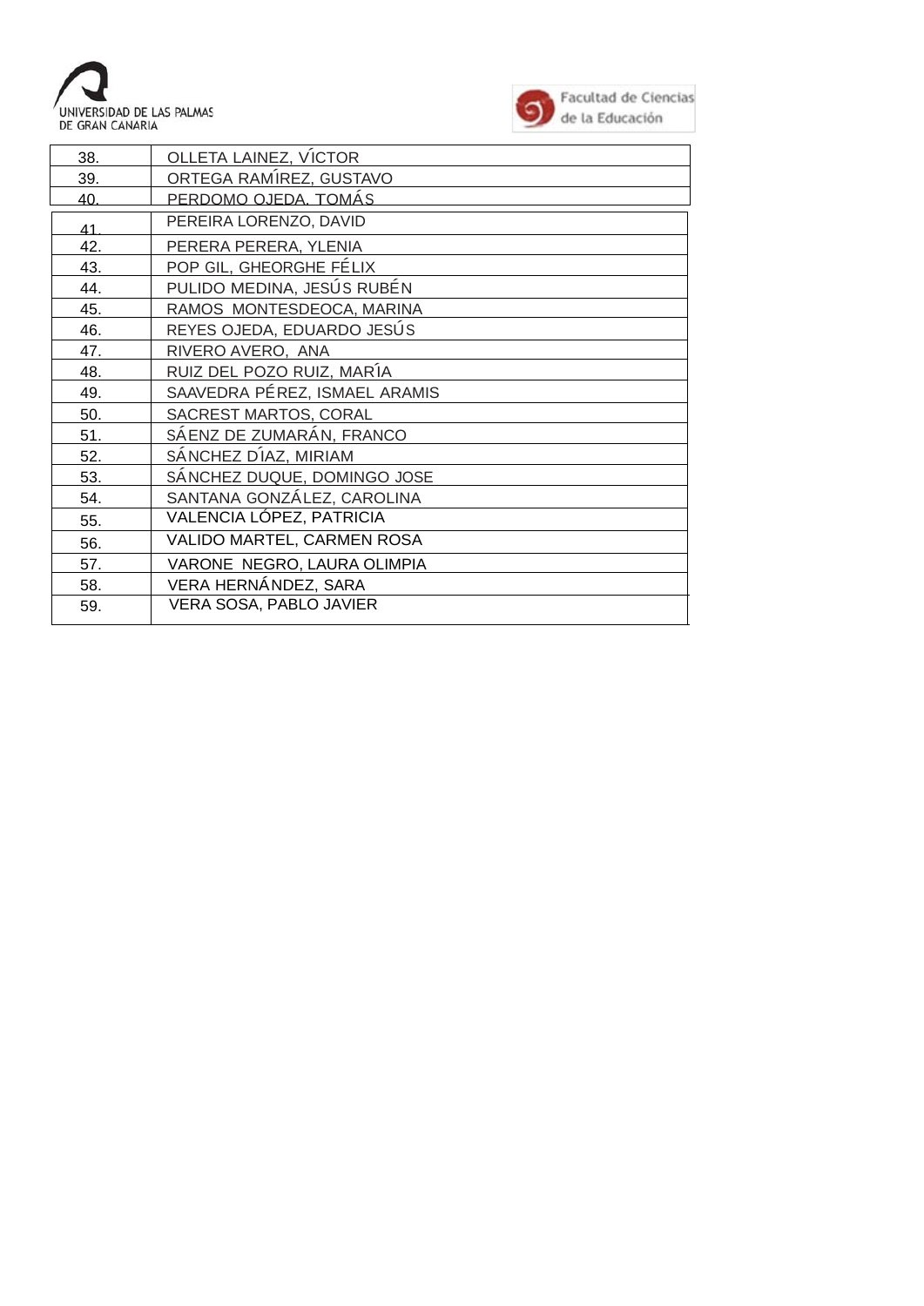| | |
|---|---|
| 38. | OLLETA LAINEZ, VÍCTOR |
| 39. | ORTEGA RAMÍREZ, GUSTAVO |
| 40. | PERDOMO OJEDA, TOMÁS |
| 41. | PEREIRA LORENZO, DAVID |
| 42. | PERERA PERERA, YLENIA |
| 43. | POP GIL, GHEORGHE FÉLIX |
| 44. | PULIDO MEDINA, JESÚS RUBÉN |
| 45. | RAMOS MONTESDEOCA, MARINA |
| 46. | REYES OJEDA, EDUARDO JESÚS |
| 47. | RIVERO AVERO, ANA |
| 48. | RUIZ DEL POZO RUIZ, MARÍA |
| 49. | SAAVEDRA PÉREZ, ISMAEL ARAMIS |
| 50. | SACREST MARTOS, CORAL |
| 51. | SÁENZ DE ZUMARÁN, FRANCO |
| 52. | SÁNCHEZ DÍAZ, MIRIAM |
| 53. | SÁNCHEZ DUQUE, DOMINGO JOSE |
| 54. | SANTANA GONZÁLEZ, CAROLINA |
| 55. | VALENCIA LÓPEZ, PATRICIA |
| 56. | VALIDO MARTEL, CARMEN ROSA |
| 57. | VARONE NEGRO, LAURA OLIMPIA |
| 58. | VERA HERNÁNDEZ, SARA |
| 59. | VERA SOSA, PABLO JAVIER |